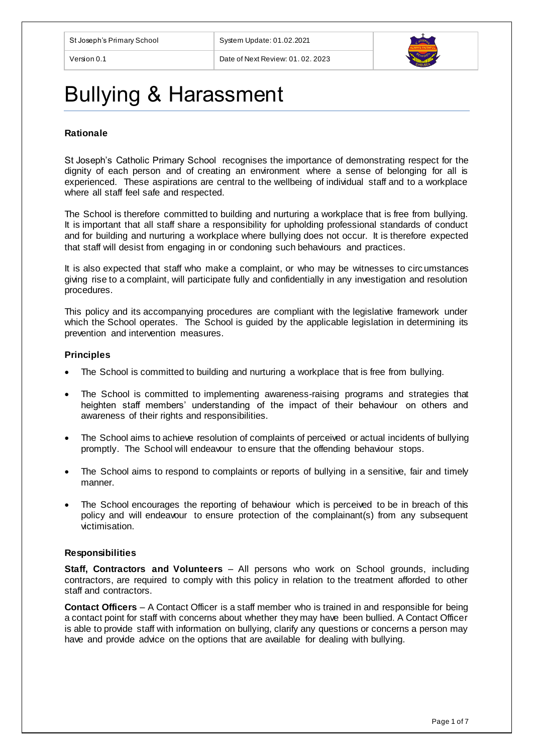| St Joseph's Primary School | System Update: 01.02.2021 |
|---|---|
| Version 0.1 | Date of Next Review: 01. 02. 2023 |

# Bullying & Harassment

### Rationale

St Joseph's Catholic Primary School recognises the importance of demonstrating respect for the dignity of each person and of creating an environment where a sense of belonging for all is experienced. These aspirations are central to the wellbeing of individual staff and to a workplace where all staff feel safe and respected.

The School is therefore committed to building and nurturing a workplace that is free from bullying. It is important that all staff share a responsibility for upholding professional standards of conduct and for building and nurturing a workplace where bullying does not occur. It is therefore expected that staff will desist from engaging in or condoning such behaviours and practices.

It is also expected that staff who make a complaint, or who may be witnesses to circumstances giving rise to a complaint, will participate fully and confidentially in any investigation and resolution procedures.

This policy and its accompanying procedures are compliant with the legislative framework under which the School operates. The School is guided by the applicable legislation in determining its prevention and intervention measures.

### Principles

- The School is committed to building and nurturing a workplace that is free from bullying.
- The School is committed to implementing awareness-raising programs and strategies that heighten staff members' understanding of the impact of their behaviour on others and awareness of their rights and responsibilities.
- The School aims to achieve resolution of complaints of perceived or actual incidents of bullying promptly. The School will endeavour to ensure that the offending behaviour stops.
- The School aims to respond to complaints or reports of bullying in a sensitive, fair and timely manner.
- The School encourages the reporting of behaviour which is perceived to be in breach of this policy and will endeavour to ensure protection of the complainant(s) from any subsequent victimisation.

### Responsibilities

**Staff, Contractors and Volunteers** – All persons who work on School grounds, including contractors, are required to comply with this policy in relation to the treatment afforded to other staff and contractors.

**Contact Officers** – A Contact Officer is a staff member who is trained in and responsible for being a contact point for staff with concerns about whether they may have been bullied. A Contact Officer is able to provide staff with information on bullying, clarify any questions or concerns a person may have and provide advice on the options that are available for dealing with bullying.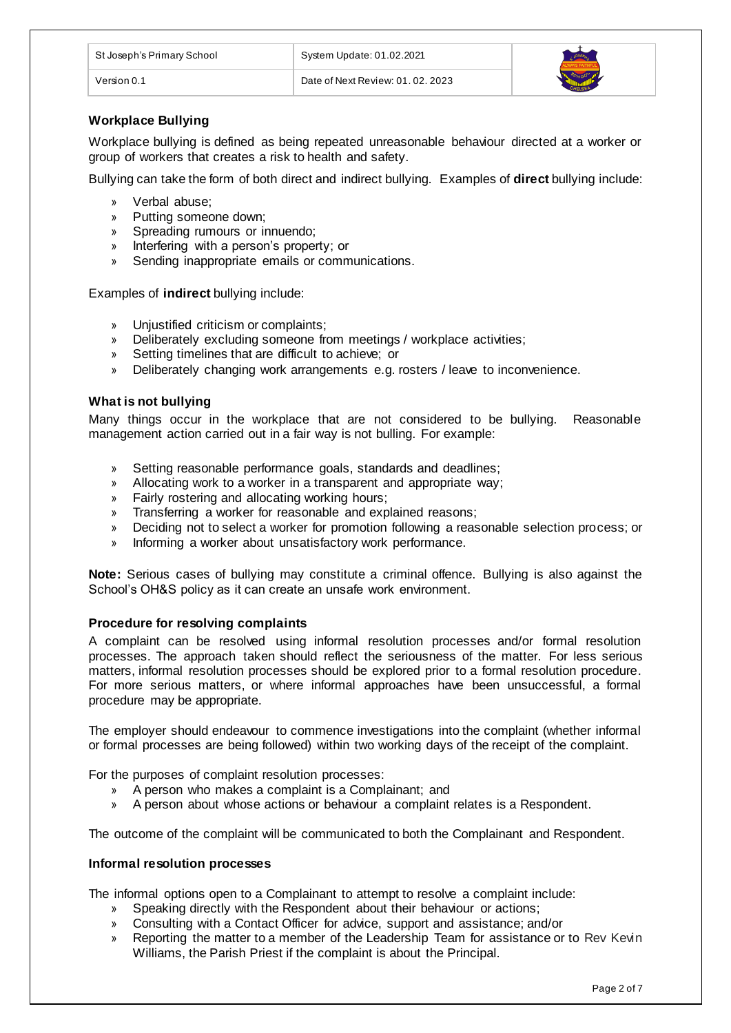## Workplace Bullying

Workplace bullying is defined as being repeated unreasonable behaviour directed at a worker or group of workers that creates a risk to health and safety.

Bullying can take the form of both direct and indirect bullying. Examples of **direct** bullying include:

- Verbal abuse;
- Putting someone down;
- Spreading rumours or innuendo;
- Interfering with a person's property; or
- Sending inappropriate emails or communications.

Examples of **indirect** bullying include:

- Unjustified criticism or complaints;
- Deliberately excluding someone from meetings / workplace activities;
- Setting timelines that are difficult to achieve; or
- Deliberately changing work arrangements e.g. rosters / leave to inconvenience.

## What is not bullying

Many things occur in the workplace that are not considered to be bullying. Reasonable management action carried out in a fair way is not bulling. For example:

- Setting reasonable performance goals, standards and deadlines;
- Allocating work to a worker in a transparent and appropriate way;
- Fairly rostering and allocating working hours;
- Transferring a worker for reasonable and explained reasons;
- Deciding not to select a worker for promotion following a reasonable selection process; or
- Informing a worker about unsatisfactory work performance.

**Note:** Serious cases of bullying may constitute a criminal offence. Bullying is also against the School's OH&S policy as it can create an unsafe work environment.

## Procedure for resolving complaints

A complaint can be resolved using informal resolution processes and/or formal resolution processes. The approach taken should reflect the seriousness of the matter. For less serious matters, informal resolution processes should be explored prior to a formal resolution procedure. For more serious matters, or where informal approaches have been unsuccessful, a formal procedure may be appropriate.

The employer should endeavour to commence investigations into the complaint (whether informal or formal processes are being followed) within two working days of the receipt of the complaint.

For the purposes of complaint resolution processes:

- A person who makes a complaint is a Complainant; and
- A person about whose actions or behaviour a complaint relates is a Respondent.

The outcome of the complaint will be communicated to both the Complainant and Respondent.

## Informal resolution processes

The informal options open to a Complainant to attempt to resolve a complaint include:

- Speaking directly with the Respondent about their behaviour or actions;
- Consulting with a Contact Officer for advice, support and assistance; and/or
- Reporting the matter to a member of the Leadership Team for assistance or to Rev Kevin Williams, the Parish Priest if the complaint is about the Principal.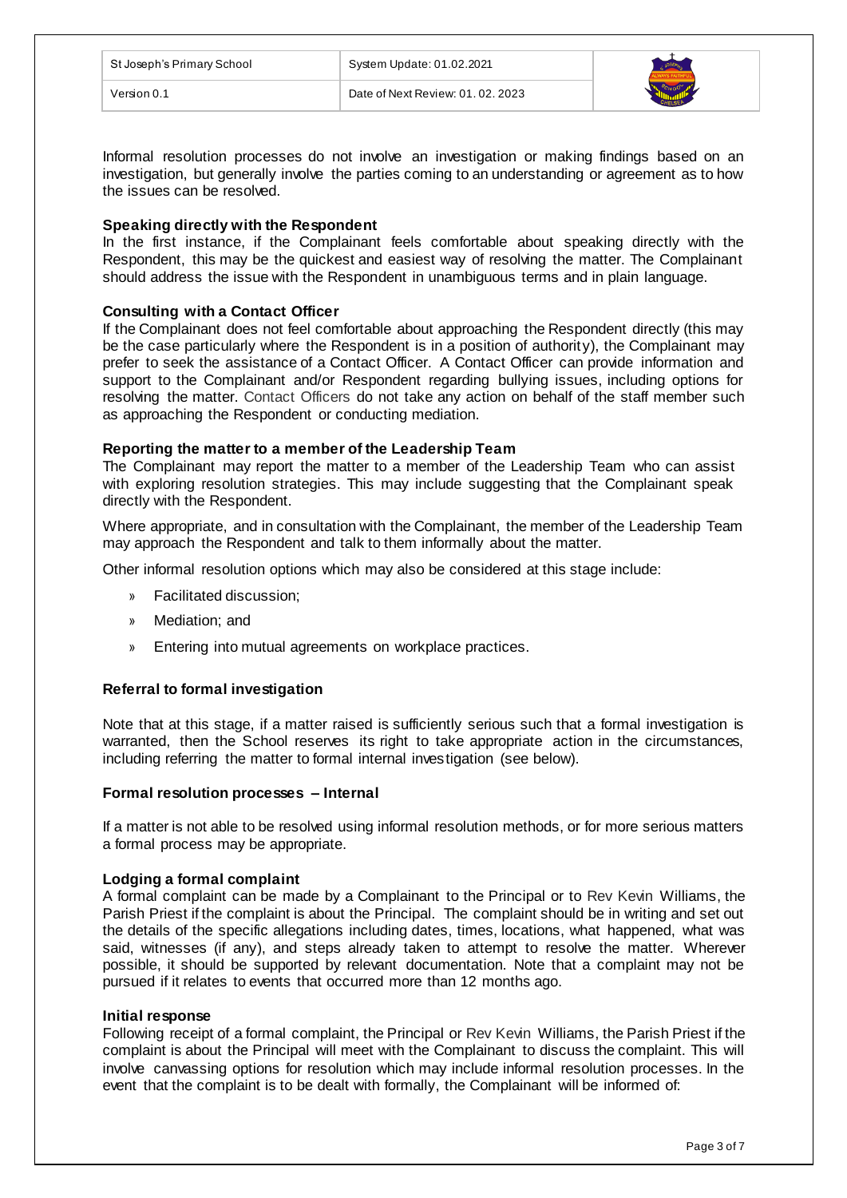Informal resolution processes do not involve an investigation or making findings based on an investigation, but generally involve the parties coming to an understanding or agreement as to how the issues can be resolved.

**Speaking directly with the Respondent**

In the first instance, if the Complainant feels comfortable about speaking directly with the Respondent, this may be the quickest and easiest way of resolving the matter. The Complainant should address the issue with the Respondent in unambiguous terms and in plain language.

**Consulting with a Contact Officer**

If the Complainant does not feel comfortable about approaching the Respondent directly (this may be the case particularly where the Respondent is in a position of authority), the Complainant may prefer to seek the assistance of a Contact Officer. A Contact Officer can provide information and support to the Complainant and/or Respondent regarding bullying issues, including options for resolving the matter. Contact Officers do not take any action on behalf of the staff member such as approaching the Respondent or conducting mediation.

**Reporting the matter to a member of the Leadership Team**

The Complainant may report the matter to a member of the Leadership Team who can assist with exploring resolution strategies. This may include suggesting that the Complainant speak directly with the Respondent.

Where appropriate, and in consultation with the Complainant, the member of the Leadership Team may approach the Respondent and talk to them informally about the matter.

Other informal resolution options which may also be considered at this stage include:

- Facilitated discussion;
- Mediation; and
- Entering into mutual agreements on workplace practices.

**Referral to formal investigation**

Note that at this stage, if a matter raised is sufficiently serious such that a formal investigation is warranted, then the School reserves its right to take appropriate action in the circumstances, including referring the matter to formal internal investigation (see below).

**Formal resolution processes – Internal**

If a matter is not able to be resolved using informal resolution methods, or for more serious matters a formal process may be appropriate.

**Lodging a formal complaint**

A formal complaint can be made by a Complainant to the Principal or to Rev Kevin Williams, the Parish Priest if the complaint is about the Principal. The complaint should be in writing and set out the details of the specific allegations including dates, times, locations, what happened, what was said, witnesses (if any), and steps already taken to attempt to resolve the matter. Wherever possible, it should be supported by relevant documentation. Note that a complaint may not be pursued if it relates to events that occurred more than 12 months ago.

**Initial response**

Following receipt of a formal complaint, the Principal or Rev Kevin Williams, the Parish Priest if the complaint is about the Principal will meet with the Complainant to discuss the complaint. This will involve canvassing options for resolution which may include informal resolution processes. In the event that the complaint is to be dealt with formally, the Complainant will be informed of: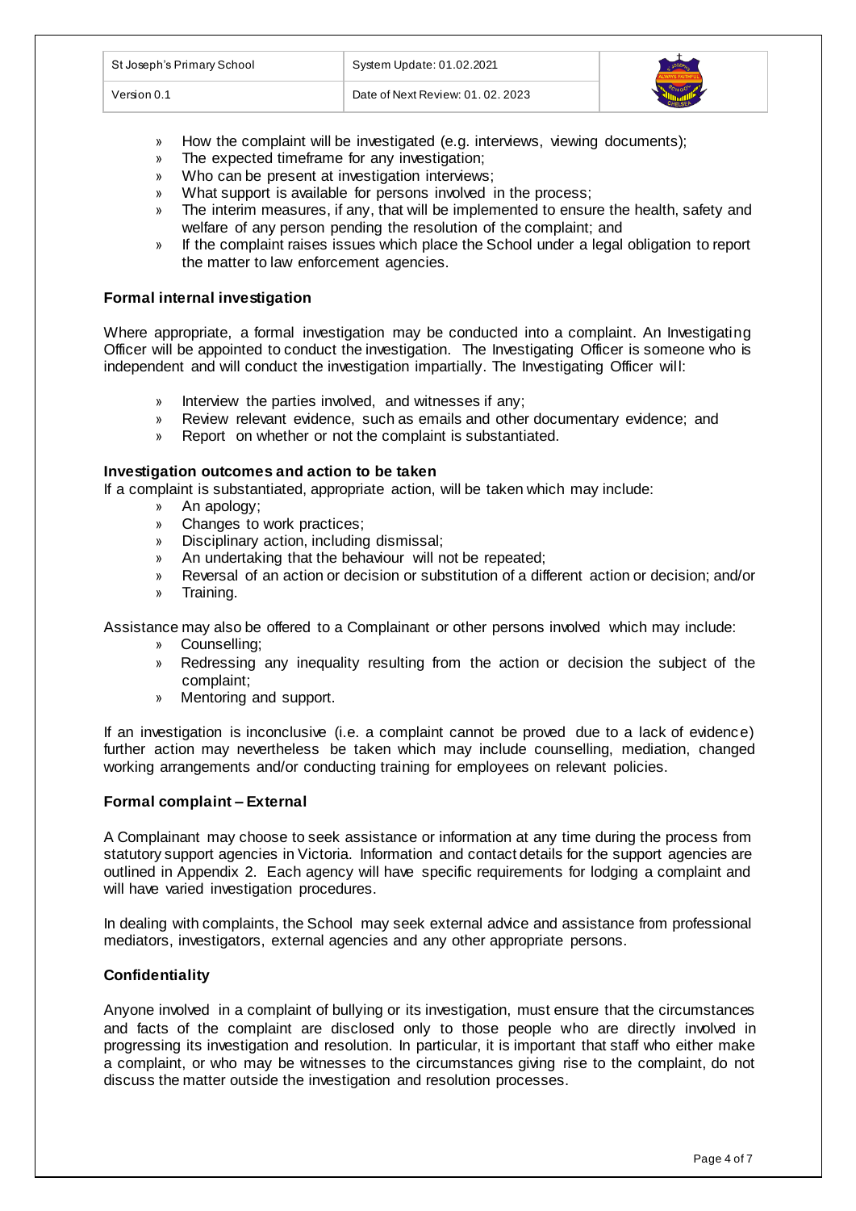- How the complaint will be investigated (e.g. interviews, viewing documents);
- The expected timeframe for any investigation;
- Who can be present at investigation interviews;
- What support is available for persons involved in the process;
- The interim measures, if any, that will be implemented to ensure the health, safety and welfare of any person pending the resolution of the complaint; and
- If the complaint raises issues which place the School under a legal obligation to report the matter to law enforcement agencies.

**Formal internal investigation**

Where appropriate, a formal investigation may be conducted into a complaint. An Investigating Officer will be appointed to conduct the investigation. The Investigating Officer is someone who is independent and will conduct the investigation impartially. The Investigating Officer will:

- Interview the parties involved, and witnesses if any;
- Review relevant evidence, such as emails and other documentary evidence; and
- Report on whether or not the complaint is substantiated.

**Investigation outcomes and action to be taken**

If a complaint is substantiated, appropriate action, will be taken which may include:

- An apology;
- Changes to work practices;
- Disciplinary action, including dismissal;
- An undertaking that the behaviour will not be repeated;
- Reversal of an action or decision or substitution of a different action or decision; and/or
- Training.

Assistance may also be offered to a Complainant or other persons involved which may include:

- Counselling;
- Redressing any inequality resulting from the action or decision the subject of the complaint;
- Mentoring and support.

If an investigation is inconclusive (i.e. a complaint cannot be proved due to a lack of evidence) further action may nevertheless be taken which may include counselling, mediation, changed working arrangements and/or conducting training for employees on relevant policies.

**Formal complaint – External**

A Complainant may choose to seek assistance or information at any time during the process from statutory support agencies in Victoria. Information and contact details for the support agencies are outlined in Appendix 2. Each agency will have specific requirements for lodging a complaint and will have varied investigation procedures.

In dealing with complaints, the School may seek external advice and assistance from professional mediators, investigators, external agencies and any other appropriate persons.

**Confidentiality**

Anyone involved in a complaint of bullying or its investigation, must ensure that the circumstances and facts of the complaint are disclosed only to those people who are directly involved in progressing its investigation and resolution. In particular, it is important that staff who either make a complaint, or who may be witnesses to the circumstances giving rise to the complaint, do not discuss the matter outside the investigation and resolution processes.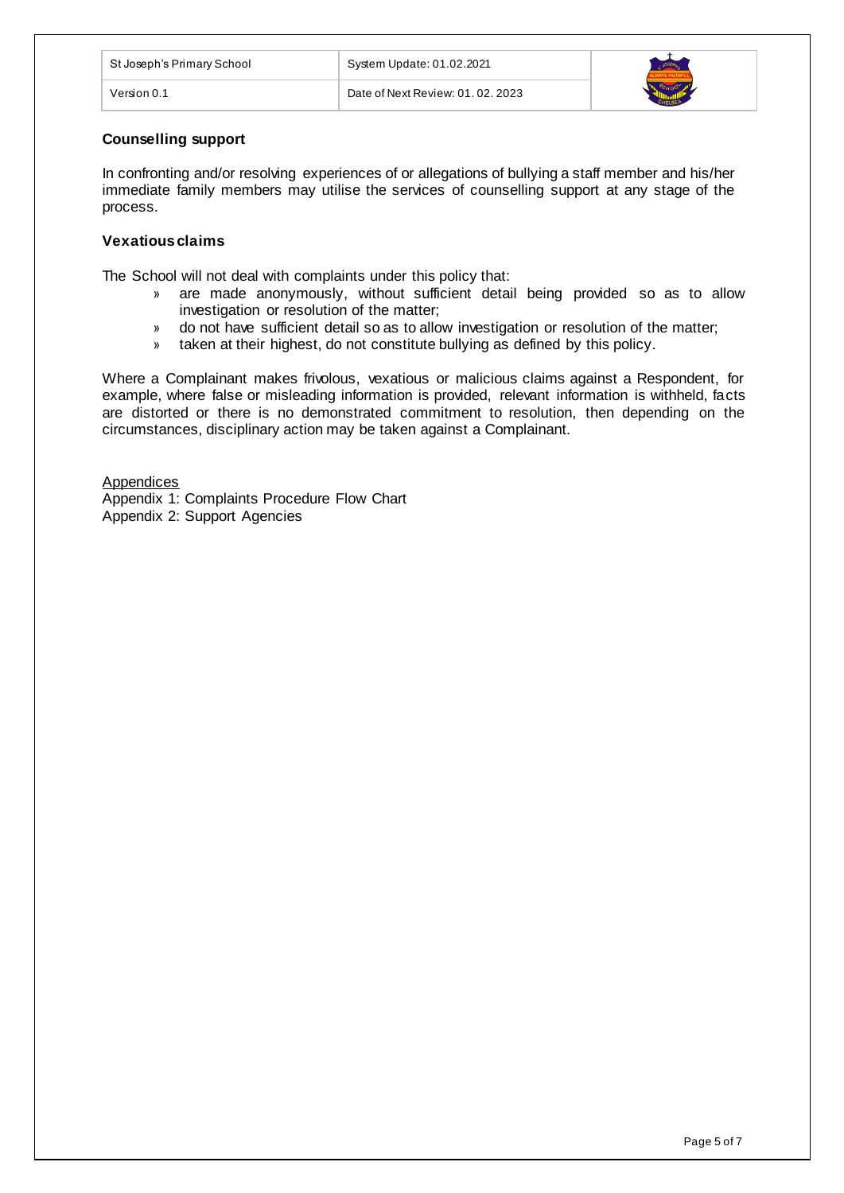### Counselling support

In confronting and/or resolving experiences of or allegations of bullying a staff member and his/her immediate family members may utilise the services of counselling support at any stage of the process.

### Vexatious claims

The School will not deal with complaints under this policy that:

- are made anonymously, without sufficient detail being provided so as to allow investigation or resolution of the matter;
- do not have sufficient detail so as to allow investigation or resolution of the matter;
- taken at their highest, do not constitute bullying as defined by this policy.

Where a Complainant makes frivolous, vexatious or malicious claims against a Respondent, for example, where false or misleading information is provided, relevant information is withheld, facts are distorted or there is no demonstrated commitment to resolution, then depending on the circumstances, disciplinary action may be taken against a Complainant.

<u>Appendices</u>

Appendix 1: Complaints Procedure Flow Chart

Appendix 2: Support Agencies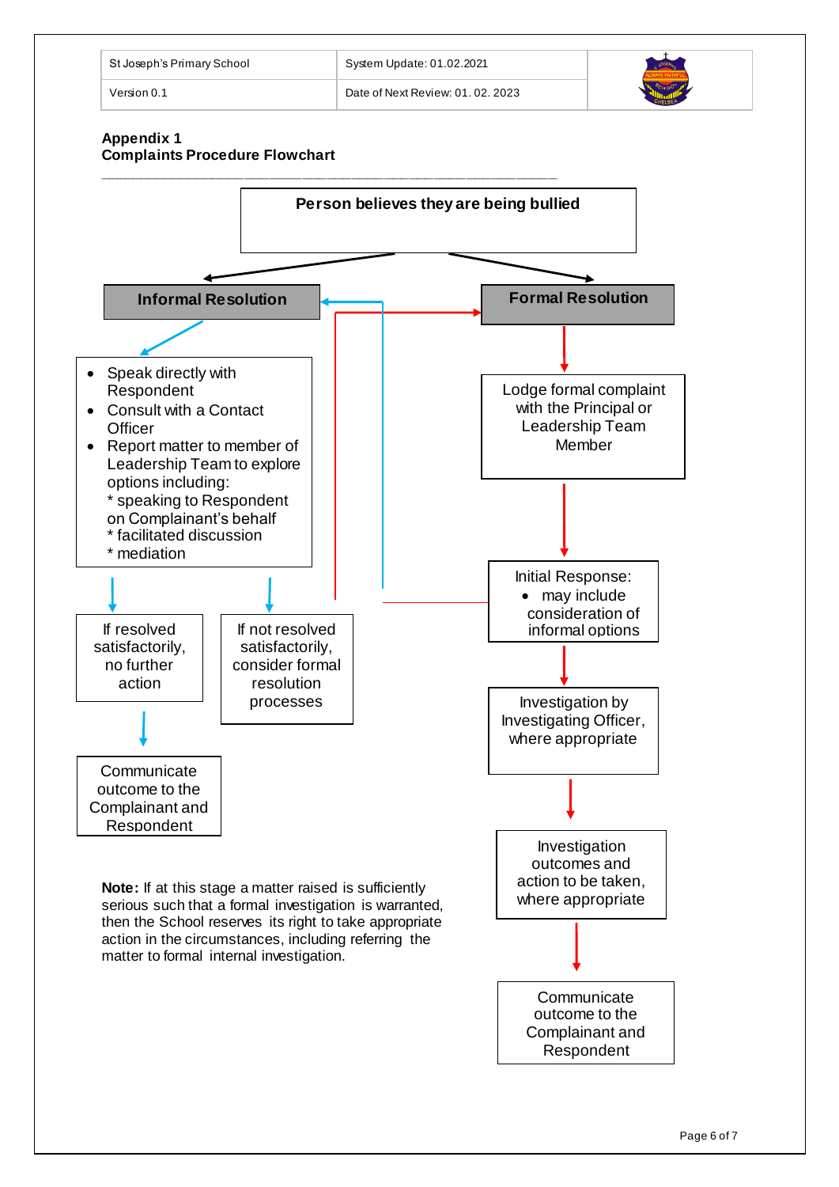## Appendix 1
## Complaints Procedure Flowchart

**Person believes they are being bullied**

### Informal Resolution

- Speak directly with Respondent
- Consult with a Contact Officer
- Report matter to member of Leadership Team to explore options including:
  * speaking to Respondent on Complainant's behalf
  * facilitated discussion
  * mediation

If resolved satisfactorily, no further action

Communicate outcome to the Complainant and Respondent

If not resolved satisfactorily, consider formal resolution processes

### Formal Resolution

Lodge formal complaint with the Principal or Leadership Team Member

Initial Response:
- may include consideration of informal options

Investigation by Investigating Officer, where appropriate

Investigation outcomes and action to be taken, where appropriate

Communicate outcome to the Complainant and Respondent

**Note:** If at this stage a matter raised is sufficiently serious such that a formal investigation is warranted, then the School reserves its right to take appropriate action in the circumstances, including referring the matter to formal internal investigation.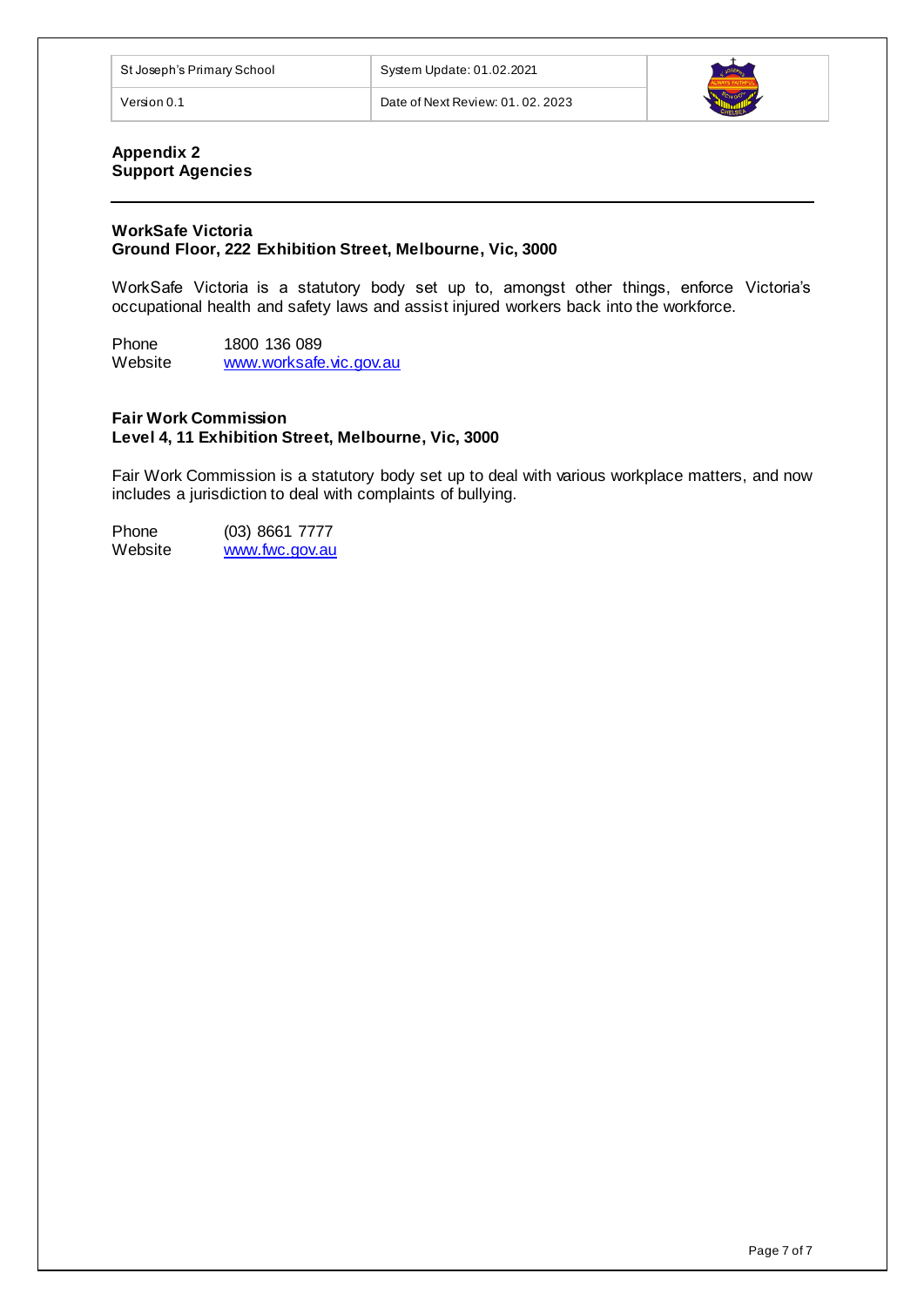**Appendix 2**
**Support Agencies**

---

**WorkSafe Victoria**
**Ground Floor, 222 Exhibition Street, Melbourne, Vic, 3000**

WorkSafe Victoria is a statutory body set up to, amongst other things, enforce Victoria's occupational health and safety laws and assist injured workers back into the workforce.

Phone 1800 136 089
Website www.worksafe.vic.gov.au

**Fair Work Commission**
**Level 4, 11 Exhibition Street, Melbourne, Vic, 3000**

Fair Work Commission is a statutory body set up to deal with various workplace matters, and now includes a jurisdiction to deal with complaints of bullying.

Phone (03) 8661 7777
Website www.fwc.gov.au